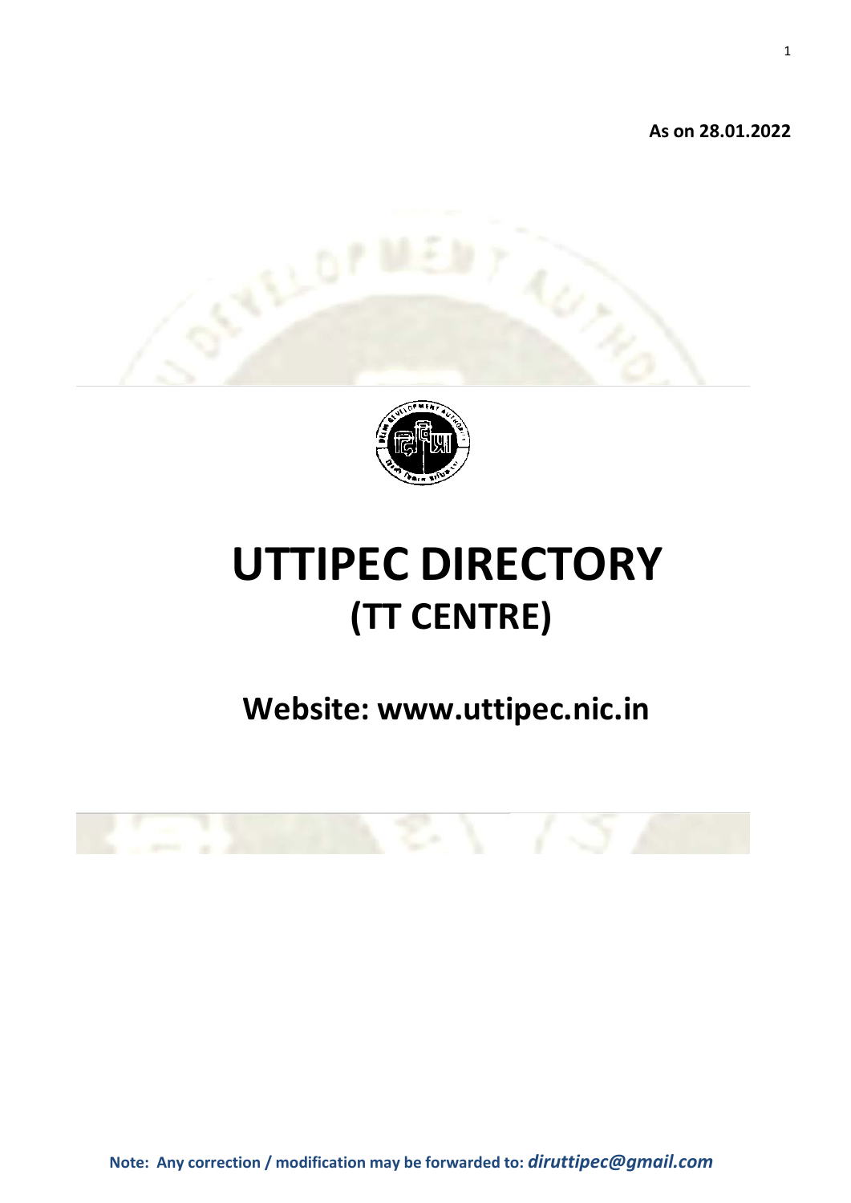**As on 28.01.2022**

# UTTIPEC DIRECTORY
## (TT CENTRE)

## Website: www.uttipec.nic.in

**Note: Any correction / modification may be forwarded to:** ***diruttipec@gmail.com***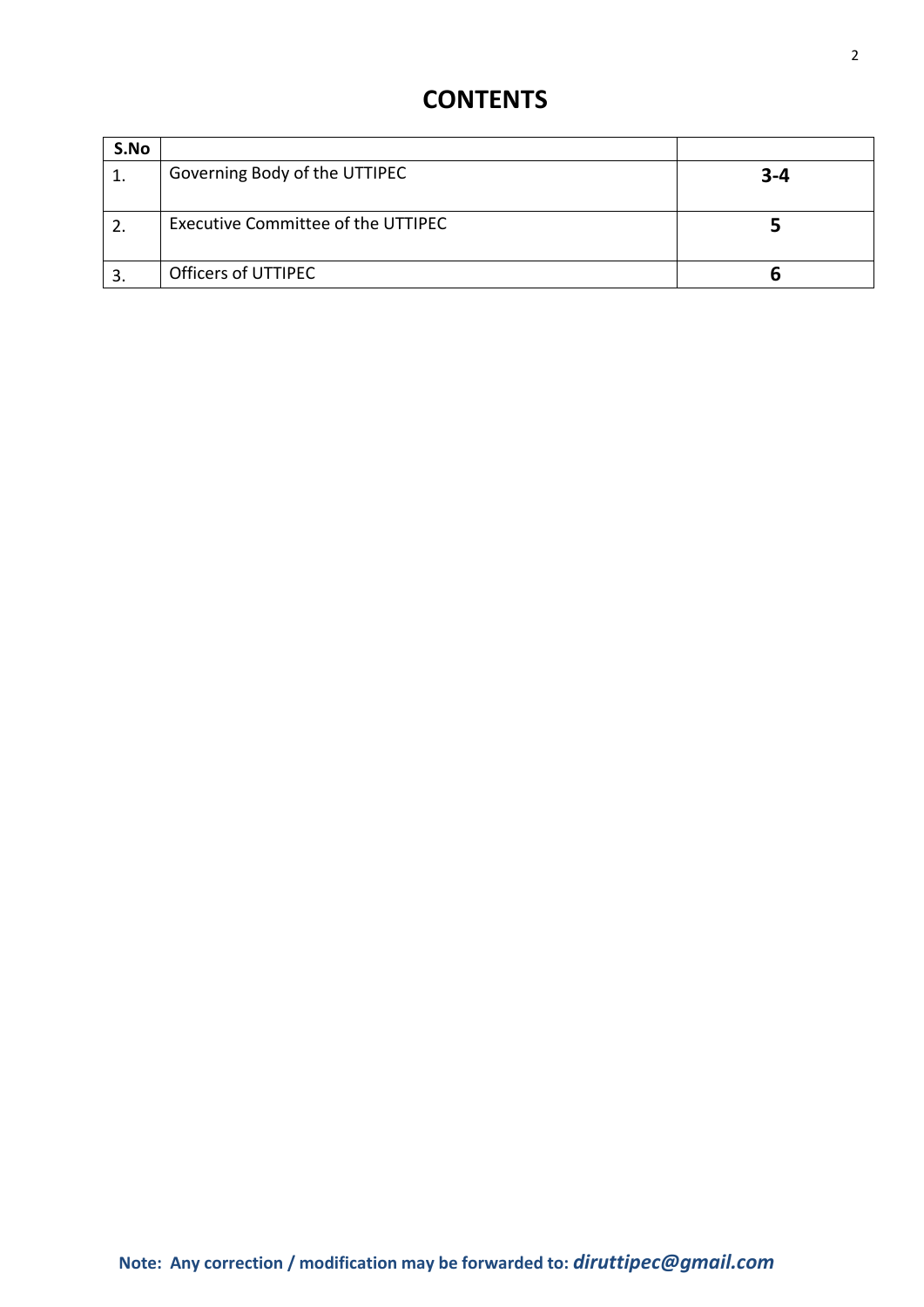# CONTENTS

| S.No | | |
|---|---|---|
| 1. | Governing Body of the UTTIPEC | **3-4** |
| 2. | Executive Committee of the UTTIPEC | **5** |
| 3. | Officers of UTTIPEC | **6** |

**Note: Any correction / modification may be forwarded to:** ***diruttipec@gmail.com***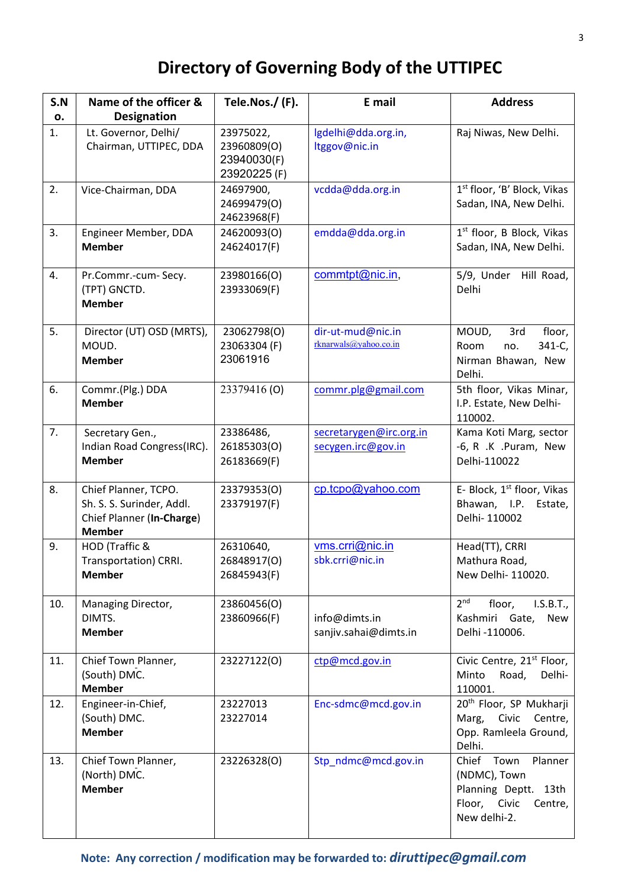# Directory of Governing Body of the UTTIPEC

| S.No. | Name of the officer & Designation | Tele.Nos./ (F). | E mail | Address |
|---|---|---|---|---|
| 1. | Lt. Governor, Delhi/ Chairman, UTTIPEC, DDA | 23975022, 23960809(O) 23940030(F) 23920225 (F) | lgdelhi@dda.org.in, ltggov@nic.in | Raj Niwas, New Delhi. |
| 2. | Vice-Chairman, DDA | 24697900, 24699479(O) 24623968(F) | vcdda@dda.org.in | 1st floor, 'B' Block, Vikas Sadan, INA, New Delhi. |
| 3. | Engineer Member, DDA **Member** | 24620093(O) 24624017(F) | emdda@dda.org.in | 1st floor, B Block, Vikas Sadan, INA, New Delhi. |
| 4. | Pr.Commr.-cum- Secy. (TPT) GNCTD. **Member** | 23980166(O) 23933069(F) | commtpt@nic.in, | 5/9, Under Hill Road, Delhi |
| 5. | Director (UT) OSD (MRTS), MOUD. **Member** | 23062798(O) 23063304 (F) 23061916 | dir-ut-mud@nic.in rknarwals@yahoo.co.in | MOUD, 3rd floor, Room no. 341-C, Nirman Bhawan, New Delhi. |
| 6. | Commr.(Plg.) DDA **Member** | 23379416 (O) | commr.plg@gmail.com | 5th floor, Vikas Minar, I.P. Estate, New Delhi-110002. |
| 7. | Secretary Gen., Indian Road Congress(IRC). **Member** | 23386486, 26185303(O) 26183669(F) | secretarygen@irc.org.in secygen.irc@gov.in | Kama Koti Marg, sector -6, R .K .Puram, New Delhi-110022 |
| 8. | Chief Planner, TCPO. Sh. S. S. Surinder, Addl. Chief Planner (**In-Charge**) **Member** | 23379353(O) 23379197(F) | cp.tcpo@yahoo.com | E- Block, 1st floor, Vikas Bhawan, I.P. Estate, Delhi- 110002 |
| 9. | HOD (Traffic & Transportation) CRRI. **Member** | 26310640, 26848917(O) 26845943(F) | vms.crri@nic.in sbk.crri@nic.in | Head(TT), CRRI Mathura Road, New Delhi- 110020. |
| 10. | Managing Director, DIMTS. **Member** | 23860456(O) 23860966(F) | info@dimts.in sanjiv.sahai@dimts.in | 2nd floor, I.S.B.T., Kashmiri Gate, New Delhi -110006. |
| 11. | Chief Town Planner, (South) DMC. **Member** | 23227122(O) | ctp@mcd.gov.in | Civic Centre, 21st Floor, Minto Road, Delhi-110001. |
| 12. | Engineer-in-Chief, (South) DMC. **Member** | 23227013 23227014 | Enc-sdmc@mcd.gov.in | 20th Floor, SP Mukharji Marg, Civic Centre, Opp. Ramleela Ground, Delhi. |
| 13. | Chief Town Planner, (North) DMC. **Member** | 23226328(O) | Stp_ndmc@mcd.gov.in | Chief Town Planner (NDMC), Town Planning Deptt. 13th Floor, Civic Centre, New delhi-2. |

**Note: Any correction / modification may be forwarded to: *diruttipec@gmail.com***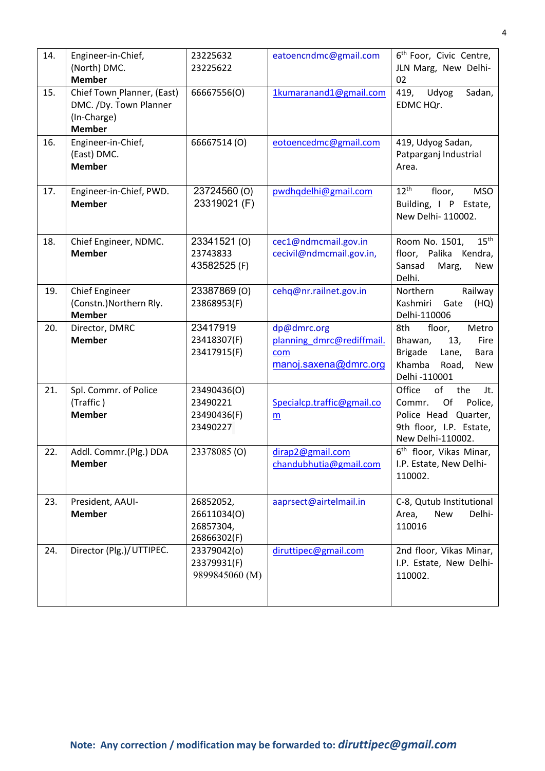| | | | | |
|---|---|---|---|---|
| 14. | Engineer-in-Chief, (North) DMC. **Member** | 23225632<br>23225622 | eatoencndmc@gmail.com | 6th Foor, Civic Centre, JLN Marg, New Delhi-02 |
| 15. | Chief Town Planner, (East) DMC. /Dy. Town Planner (In-Charge) **Member** | 66667556(O) | 1kumaranand1@gmail.com | 419, Udyog Sadan, EDMC HQr. |
| 16. | Engineer-in-Chief, (East) DMC. **Member** | 66667514 (O) | eotoencedmc@gmail.com | 419, Udyog Sadan, Patparganj Industrial Area. |
| 17. | Engineer-in-Chief, PWD. **Member** | 23724560 (O)<br>23319021 (F) | pwdhqdelhi@gmail.com | 12th floor, MSO Building, I P Estate, New Delhi- 110002. |
| 18. | Chief Engineer, NDMC. **Member** | 23341521 (O)<br>23743833<br>43582525 (F) | cec1@ndmcmail.gov.in<br>cecivil@ndmcmail.gov.in, | Room No. 1501, 15th floor, Palika Kendra, Sansad Marg, New Delhi. |
| 19. | Chief Engineer (Constn.)Northern Rly. **Member** | 23387869 (O)<br>23868953(F) | cehq@nr.railnet.gov.in | Northern Railway Kashmiri Gate (HQ) Delhi-110006 |
| 20. | Director, DMRC **Member** | 23417919<br>23418307(F)<br>23417915(F) | dp@dmrc.org<br>planning_dmrc@rediffmail.com<br>manoj.saxena@dmrc.org | 8th floor, Metro Bhawan, 13, Fire Brigade Lane, Bara Khamba Road, New Delhi -110001 |
| 21. | Spl. Commr. of Police (Traffic ) **Member** | 23490436(O)<br>23490221<br>23490436(F)<br>23490227 | Specialcp.traffic@gmail.com | Office of the Jt. Commr. Of Police, Police Head Quarter, 9th floor, I.P. Estate, New Delhi-110002. |
| 22. | Addl. Commr.(Plg.) DDA **Member** | 23378085 (O) | dirap2@gmail.com<br>chandubhutia@gmail.com | 6th floor, Vikas Minar, I.P. Estate, New Delhi-110002. |
| 23. | President, AAUI-**Member** | 26852052,<br>26611034(O)<br>26857304,<br>26866302(F) | aaprsect@airtelmail.in | C-8, Qutub Institutional Area, New Delhi-110016 |
| 24. | Director (Plg.)/ UTTIPEC. | 23379042(o)<br>23379931(F)<br>9899845060 (M) | diruttipec@gmail.com | 2nd floor, Vikas Minar, I.P. Estate, New Delhi-110002. |

**Note: Any correction / modification may be forwarded to: *diruttipec@gmail.com***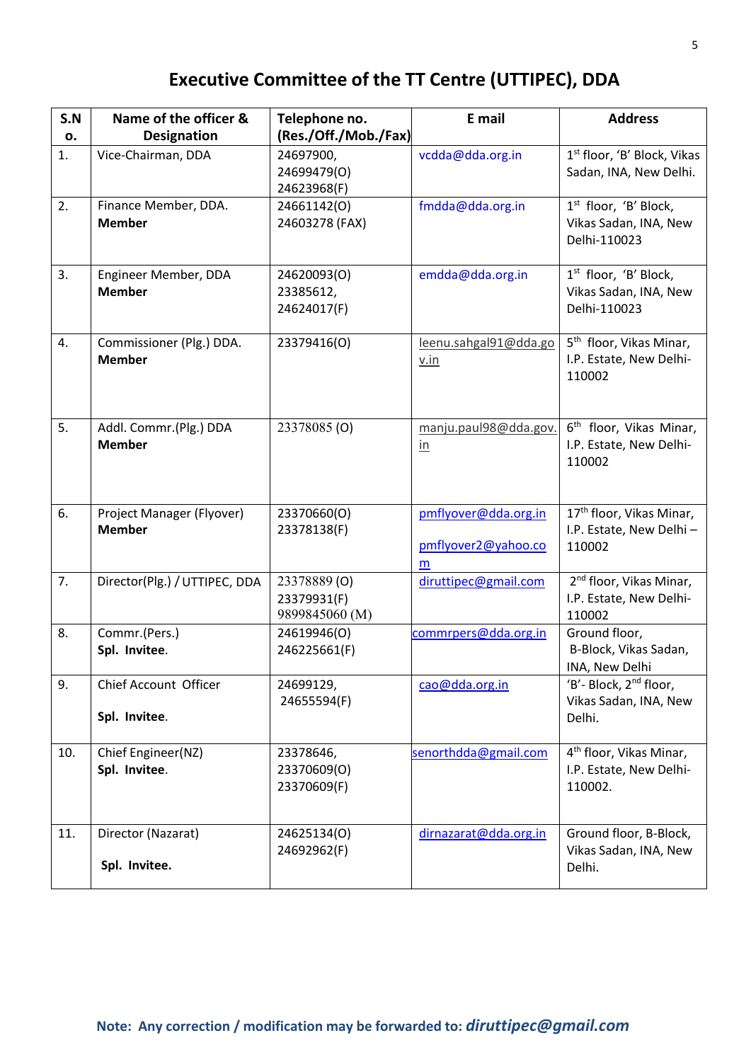# Executive Committee of the TT Centre (UTTIPEC), DDA

| S.No. | Name of the officer & Designation | Telephone no. (Res./Off./Mob./Fax) | E mail | Address |
|---|---|---|---|---|
| 1. | Vice-Chairman, DDA | 24697900, 24699479(O) 24623968(F) | vcdda@dda.org.in | 1st floor, 'B' Block, Vikas Sadan, INA, New Delhi. |
| 2. | Finance Member, DDA. **Member** | 24661142(O) 24603278 (FAX) | fmdda@dda.org.in | 1st floor, 'B' Block, Vikas Sadan, INA, New Delhi-110023 |
| 3. | Engineer Member, DDA **Member** | 24620093(O) 23385612, 24624017(F) | emdda@dda.org.in | 1st floor, 'B' Block, Vikas Sadan, INA, New Delhi-110023 |
| 4. | Commissioner (Plg.) DDA. **Member** | 23379416(O) | leenu.sahgal91@dda.gov.in | 5th floor, Vikas Minar, I.P. Estate, New Delhi-110002 |
| 5. | Addl. Commr.(Plg.) DDA **Member** | 23378085 (O) | manju.paul98@dda.gov.in | 6th floor, Vikas Minar, I.P. Estate, New Delhi-110002 |
| 6. | Project Manager (Flyover) **Member** | 23370660(O) 23378138(F) | pmflyover@dda.org.in pmflyover2@yahoo.com | 17th floor, Vikas Minar, I.P. Estate, New Delhi – 110002 |
| 7. | Director(Plg.) / UTTIPEC, DDA | 23378889 (O) 23379931(F) 9899845060 (M) | diruttipec@gmail.com | 2nd floor, Vikas Minar, I.P. Estate, New Delhi-110002 |
| 8. | Commr.(Pers.) **Spl. Invitee**. | 24619946(O) 246225661(F) | commrpers@dda.org.in | Ground floor, B-Block, Vikas Sadan, INA, New Delhi |
| 9. | Chief Account Officer **Spl. Invitee**. | 24699129, 24655594(F) | cao@dda.org.in | 'B'- Block, 2nd floor, Vikas Sadan, INA, New Delhi. |
| 10. | Chief Engineer(NZ) **Spl. Invitee**. | 23378646, 23370609(O) 23370609(F) | senorthdda@gmail.com | 4th floor, Vikas Minar, I.P. Estate, New Delhi-110002. |
| 11. | Director (Nazarat) **Spl. Invitee.** | 24625134(O) 24692962(F) | dirnazarat@dda.org.in | Ground floor, B-Block, Vikas Sadan, INA, New Delhi. |

**Note: Any correction / modification may be forwarded to: *diruttipec@gmail.com***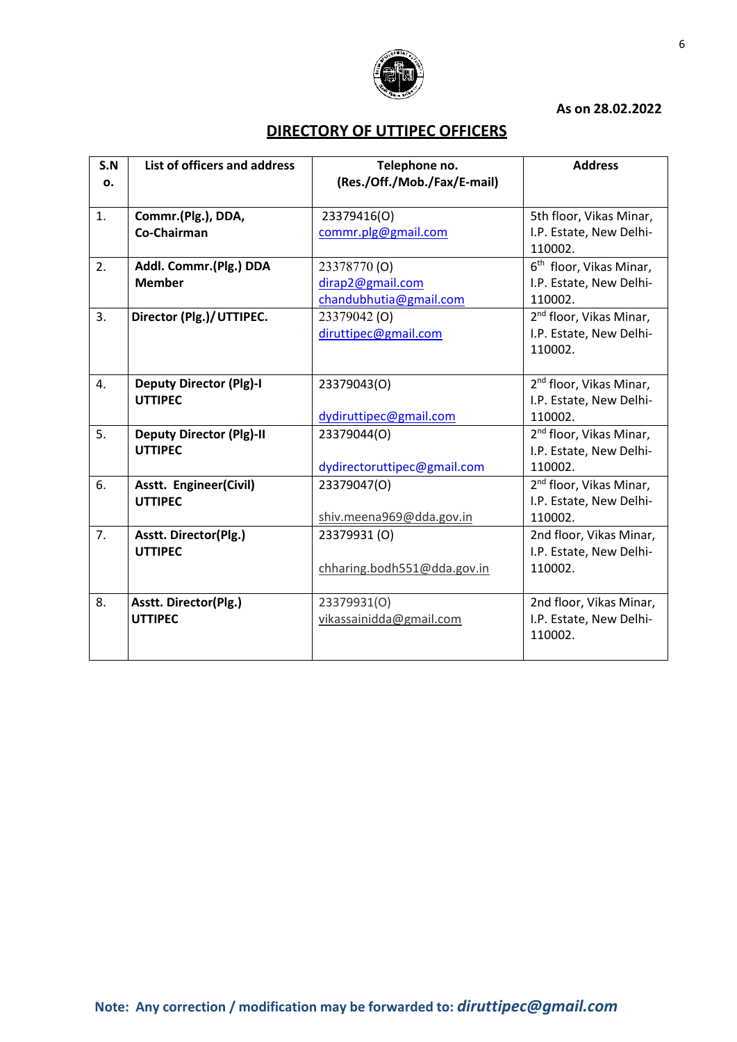**As on 28.02.2022**

## DIRECTORY OF UTTIPEC OFFICERS

| S.No. | List of officers and address | Telephone no. (Res./Off./Mob./Fax/E-mail) | Address |
|---|---|---|---|
| 1. | **Commr.(Plg.), DDA, Co-Chairman** | 23379416(O) commr.plg@gmail.com | 5th floor, Vikas Minar, I.P. Estate, New Delhi-110002. |
| 2. | **Addl. Commr.(Plg.) DDA Member** | 23378770 (O) dirap2@gmail.com chandubhutia@gmail.com | 6th floor, Vikas Minar, I.P. Estate, New Delhi-110002. |
| 3. | **Director (Plg.)/ UTTIPEC.** | 23379042 (O) diruttipec@gmail.com | 2nd floor, Vikas Minar, I.P. Estate, New Delhi-110002. |
| 4. | **Deputy Director (Plg)-I UTTIPEC** | 23379043(O) dydiruttipec@gmail.com | 2nd floor, Vikas Minar, I.P. Estate, New Delhi-110002. |
| 5. | **Deputy Director (Plg)-II UTTIPEC** | 23379044(O) dydirectoruttipec@gmail.com | 2nd floor, Vikas Minar, I.P. Estate, New Delhi-110002. |
| 6. | **Asstt. Engineer(Civil) UTTIPEC** | 23379047(O) shiv.meena969@dda.gov.in | 2nd floor, Vikas Minar, I.P. Estate, New Delhi-110002. |
| 7. | **Asstt. Director(Plg.) UTTIPEC** | 23379931 (O) chharing.bodh551@dda.gov.in | 2nd floor, Vikas Minar, I.P. Estate, New Delhi-110002. |
| 8. | **Asstt. Director(Plg.) UTTIPEC** | 23379931(O) vikassainidda@gmail.com | 2nd floor, Vikas Minar, I.P. Estate, New Delhi-110002. |

**Note: Any correction / modification may be forwarded to:** ***diruttipec@gmail.com***